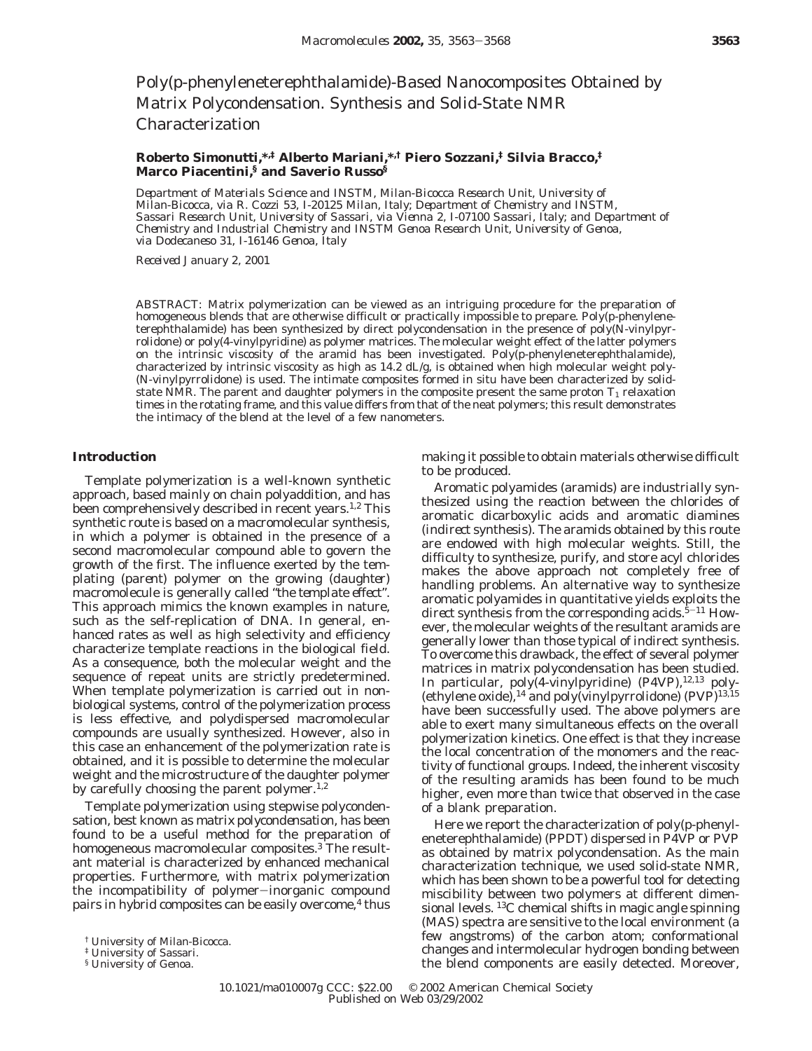# Poly(p-phenyleneterephthalamide)-Based Nanocomposites Obtained by Matrix Polycondensation. Synthesis and Solid-State NMR Characterization

**Roberto Simonutti,\*,‡ Alberto Mariani,\*,† Piero Sozzani,‡ Silvia Bracco,‡ Marco Piacentini,§ and Saverio Russo§**

*Department of Materials Science and INSTM, Milan-Bicocca Research Unit, University of Milan-Bicocca, via R. Cozzi 53, I-20125 Milan, Italy; Department of Chemistry and INSTM, Sassari Research Unit, University of Sassari, via Vienna 2, I-07100 Sassari, Italy; and Department of Chemistry and Industrial Chemistry and INSTM Genoa Research Unit, University of Genoa, via Dodecaneso 31, I-16146 Genoa, Italy*

*Received January 2, 2001*

ABSTRACT: Matrix polymerization can be viewed as an intriguing procedure for the preparation of homogeneous blends that are otherwise difficult or practically impossible to prepare. Poly(p-phenyleneterephthalamide) has been synthesized by direct polycondensation in the presence of poly(N-vinylpyrrolidone) or poly(4-vinylpyridine) as polymer matrices. The molecular weight effect of the latter polymers on the intrinsic viscosity of the aramid has been investigated. Poly(p-phenyleneterephthalamide), characterized by intrinsic viscosity as high as 14.2 dL/g, is obtained when high molecular weight poly(N-vinylpyrrolidone) is used. The intimate composites formed in situ have been characterized by solid-state NMR. The parent and daughter polymers in the composite present the same proton $T_1$ relaxation times in the rotating frame, and this value differs from that of the neat polymers; this result demonstrates the intimacy of the blend at the level of a few nanometers.

## Introduction

Template polymerization is a well-known synthetic approach, based mainly on chain polyaddition, and has been comprehensively described in recent years.[1,2] This synthetic route is based on a macromolecular synthesis, in which a polymer is obtained in the presence of a second macromolecular compound able to govern the growth of the first. The influence exerted by the templating (parent) polymer on the growing (daughter) macromolecule is generally called "the template effect". This approach mimics the known examples in nature, such as the self-replication of DNA. In general, enhanced rates as well as high selectivity and efficiency characterize template reactions in the biological field. As a consequence, both the molecular weight and the sequence of repeat units are strictly predetermined. When template polymerization is carried out in nonbiological systems, control of the polymerization process is less effective, and polydispersed macromolecular compounds are usually synthesized. However, also in this case an enhancement of the polymerization rate is obtained, and it is possible to determine the molecular weight and the microstructure of the daughter polymer by carefully choosing the parent polymer.[1,2]

Template polymerization using stepwise polycondensation, best known as matrix polycondensation, has been found to be a useful method for the preparation of homogeneous macromolecular composites.[3] The resultant material is characterized by enhanced mechanical properties. Furthermore, with matrix polymerization the incompatibility of polymer–inorganic compound pairs in hybrid composites can be easily overcome,[4] thus making it possible to obtain materials otherwise difficult to be produced.

Aromatic polyamides (aramids) are industrially synthesized using the reaction between the chlorides of aromatic dicarboxylic acids and aromatic diamines (indirect synthesis). The aramids obtained by this route are endowed with high molecular weights. Still, the difficulty to synthesize, purify, and store acyl chlorides makes the above approach not completely free of handling problems. An alternative way to synthesize aromatic polyamides in quantitative yields exploits the direct synthesis from the corresponding acids.[5–11] However, the molecular weights of the resultant aramids are generally lower than those typical of indirect synthesis. To overcome this drawback, the effect of several polymer matrices in matrix polycondensation has been studied. In particular, poly(4-vinylpyridine) (P4VP),[12,13] poly(ethylene oxide),[14] and poly(vinylpyrrolidone) (PVP)[13,15] have been successfully used. The above polymers are able to exert many simultaneous effects on the overall polymerization kinetics. One effect is that they increase the local concentration of the monomers and the reactivity of functional groups. Indeed, the inherent viscosity of the resulting aramids has been found to be much higher, even more than twice that observed in the case of a blank preparation.

Here we report the characterization of poly(p-phenyleneterephthalamide) (PPDT) dispersed in P4VP or PVP as obtained by matrix polycondensation. As the main characterization technique, we used solid-state NMR, which has been shown to be a powerful tool for detecting miscibility between two polymers at different dimensional levels. $^{13}$C chemical shifts in magic angle spinning (MAS) spectra are sensitive to the local environment (a few angstroms) of the carbon atom; conformational changes and intermolecular hydrogen bonding between the blend components are easily detected. Moreover,

† University of Milan-Bicocca.
‡ University of Sassari.
§ University of Genoa.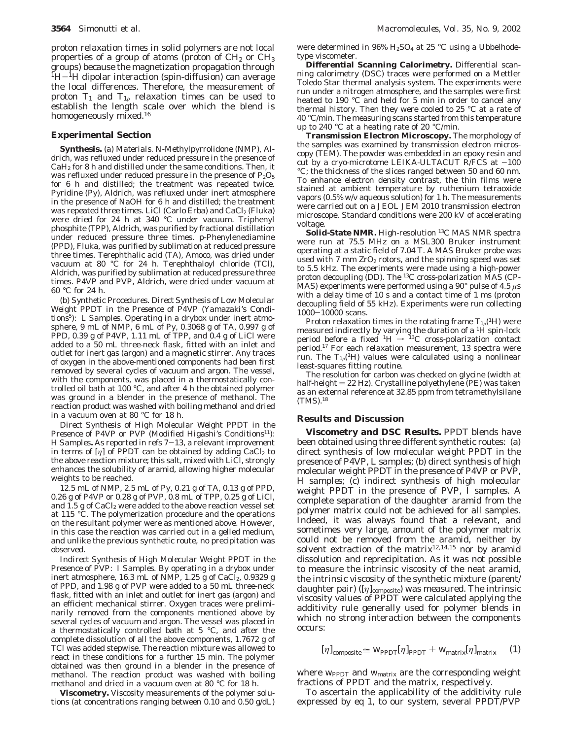proton relaxation times in solid polymers are not local properties of a group of atoms (proton of $CH_2$ or $CH_3$ groups) because the magnetization propagation through $^1H-^1H$ dipolar interaction (spin-diffusion) can average the local differences. Therefore, the measurement of proton $T_1$ and $T_{1\rho}$ relaxation times can be used to establish the length scale over which the blend is homogeneously mixed.[16]

## Experimental Section

**Synthesis.** (a) *Materials.* N-Methylpyrrolidone (NMP), Aldrich, was refluxed under reduced pressure in the presence of $CaH_2$ for 8 h and distilled under the same conditions. Then, it was refluxed under reduced pressure in the presence of $P_2O_5$ for 6 h and distilled; the treatment was repeated twice. Pyridine (Py), Aldrich, was refluxed under inert atmosphere in the presence of NaOH for 6 h and distilled; the treatment was repeated three times. LiCl (Carlo Erba) and $CaCl_2$ (Fluka) were dried for 24 h at 340 °C under vacuum. Triphenyl phosphite (TPP), Aldrich, was purified by fractional distillation under reduced pressure three times. p-Phenylenediamine (PPD), Fluka, was purified by sublimation at reduced pressure three times. Terephthalic acid (TA), Amoco, was dried under vacuum at 80 °C for 24 h. Terephthaloyl chloride (TCl), Aldrich, was purified by sublimation at reduced pressure three times. P4VP and PVP, Aldrich, were dried under vacuum at 60 °C for 24 h.

(b) *Synthetic Procedures. Direct Synthesis of Low Molecular Weight PPDT in the Presence of P4VP (Yamazaki's Conditions*[5]*): L Samples.* Operating in a drybox under inert atmosphere, 9 mL of NMP, 6 mL of Py, 0.3068 g of TA, 0.997 g of PPD, 0.39 g of P4VP, 1.11 mL of TPP, and 0.4 g of LiCl were added to a 50 mL three-neck flask, fitted with an inlet and outlet for inert gas (argon) and a magnetic stirrer. Any traces of oxygen in the above-mentioned components had been first removed by several cycles of vacuum and argon. The vessel, with the components, was placed in a thermostatically controlled oil bath at 100 °C, and after 4 h the obtained polymer was ground in a blender in the presence of methanol. The reaction product was washed with boiling methanol and dried in a vacuum oven at 80 °C for 18 h.

*Direct Synthesis of High Molecular Weight PPDT in the Presence of P4VP or PVP (Modified Higashi's Conditions*[11]*): H Samples.* As reported in refs 7–13, a relevant improvement in terms of $[\eta]$ of PPDT can be obtained by adding $CaCl_2$ to the above reaction mixture; this salt, mixed with LiCl, strongly enhances the solubility of aramid, allowing higher molecular weights to be reached.

12.5 mL of NMP, 2.5 mL of Py, 0.21 g of TA, 0.13 g of PPD, 0.26 g of P4VP or 0.28 g of PVP, 0.8 mL of TPP, 0.25 g of LiCl, and 1.5 g of $CaCl_2$ were added to the above reaction vessel set at 115 °C. The polymerization procedure and the operations on the resultant polymer were as mentioned above. However, in this case the reaction was carried out in a gelled medium, and unlike the previous synthetic route, no precipitation was observed.

*Indirect Synthesis of High Molecular Weight PPDT in the Presence of PVP: I Samples.* By operating in a drybox under inert atmosphere, 16.3 mL of NMP, 1.25 g of $CaCl_2$, 0.9329 g of PPD, and 1.98 g of PVP were added to a 50 mL three-neck flask, fitted with an inlet and outlet for inert gas (argon) and an efficient mechanical stirrer. Oxygen traces were preliminarily removed from the components mentioned above by several cycles of vacuum and argon. The vessel was placed in a thermostatically controlled bath at 5 °C, and after the complete dissolution of all the above components, 1.7672 g of TCl was added stepwise. The reaction mixture was allowed to react in these conditions for a further 15 min. The polymer obtained was then ground in a blender in the presence of methanol. The reaction product was washed with boiling methanol and dried in a vacuum oven at 80 °C for 18 h.

**Viscometry.** Viscosity measurements of the polymer solutions (at concentrations ranging between 0.10 and 0.50 g/dL) were determined in 96% $H_2SO_4$ at 25 °C using a Ubbelhode-type viscometer.

**Differential Scanning Calorimetry.** Differential scanning calorimetry (DSC) traces were performed on a Mettler Toledo Star thermal analysis system. The experiments were run under a nitrogen atmosphere, and the samples were first heated to 190 °C and held for 5 min in order to cancel any thermal history. Then they were cooled to 25 °C at a rate of 40 °C/min. The measuring scans started from this temperature up to 240 °C at a heating rate of 20 °C/min.

**Transmission Electron Microscopy.** The morphology of the samples was examined by transmission electron microscopy (TEM). The powder was embedded in an epoxy resin and cut by a cryo-microtome LEIKA-ULTACUT R/FCS at −100 °C; the thickness of the slices ranged between 50 and 60 nm. To enhance electron density contrast, the thin films were stained at ambient temperature by ruthenium tetraoxide vapors (0.5% w/v aqueous solution) for 1 h. The measurements were carried out on a JEOL JEM 2010 transmission electron microscope. Standard conditions were 200 kV of accelerating voltage.

**Solid-State NMR.** High-resolution $^{13}C$ MAS NMR spectra were run at 75.5 MHz on a MSL300 Bruker instrument operating at a static field of 7.04 T. A MAS Bruker probe was used with 7 mm $ZrO_2$ rotors, and the spinning speed was set to 5.5 kHz. The experiments were made using a high-power proton decoupling (DD). The $^{13}C$ cross-polarization MAS (CP-MAS) experiments were performed using a 90° pulse of 4.5 μs with a delay time of 10 s and a contact time of 1 ms (proton decoupling field of 55 kHz). Experiments were run collecting 1000–10000 scans.

Proton relaxation times in the rotating frame $T_{1\rho}(^1H)$ were measured indirectly by varying the duration of a $^1H$ spin-lock period before a fixed $^1H \rightarrow {}^{13}C$ cross-polarization contact period.[17] For each relaxation measurement, 13 spectra were run. The $T_{1\rho}(^1H)$ values were calculated using a nonlinear least-squares fitting routine.

The resolution for carbon was checked on glycine (width at half-height = 22 Hz). Crystalline polyethylene (PE) was taken as an external reference at 32.85 ppm from tetramethylsilane (TMS).[18]

## Results and Discussion

**Viscometry and DSC Results.** PPDT blends have been obtained using three different synthetic routes: (a) direct synthesis of low molecular weight PPDT in the presence of P4VP, L samples; (b) direct synthesis of high molecular weight PPDT in the presence of P4VP or PVP, H samples; (c) indirect synthesis of high molecular weight PPDT in the presence of PVP, I samples. A complete separation of the daughter aramid from the polymer matrix could not be achieved for all samples. Indeed, it was always found that a relevant, and sometimes very large, amount of the polymer matrix could not be removed from the aramid, neither by solvent extraction of the matrix[12,14,15] nor by aramid dissolution and reprecipitation. As it was not possible to measure the intrinsic viscosity of the neat aramid, the intrinsic viscosity of the synthetic mixture (parent/daughter pair) ($[\eta]_{composite}$) was measured. The intrinsic viscosity values of PPDT were calculated applying the additivity rule generally used for polymer blends in which no strong interaction between the components occurs:

$$[\eta]_{composite} \cong w_{PPDT}[\eta]_{PPDT} + w_{matrix}[\eta]_{matrix} \quad (1)$$

where $w_{PPDT}$ and $w_{matrix}$ are the corresponding weight fractions of PPDT and the matrix, respectively.

To ascertain the applicability of the additivity rule expressed by eq 1, to our system, several PPDT/PVP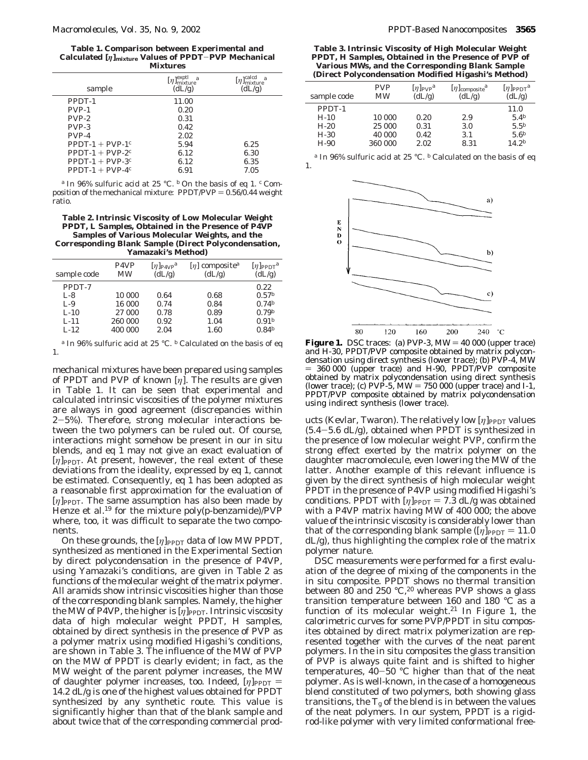**Table 1. Comparison between Experimental and Calculated $[\eta]_{mixture}$ Values of PPDT–PVP Mechanical Mixtures**

| sample | $[\eta]^{exptl}_{mixture}$ [a] (dL/g) | $[\eta]^{calcd}_{mixture}$ [a] (dL/g) |
|---|---|---|
| PPDT-1 | 11.00 | |
| PVP-1 | 0.20 | |
| PVP-2 | 0.31 | |
| PVP-3 | 0.42 | |
| PVP-4 | 2.02 | |
| PPDT-1 + PVP-1[c] | 5.94 | 6.25 |
| PPDT-1 + PVP-2[c] | 6.12 | 6.30 |
| PPDT-1 + PVP-3[c] | 6.12 | 6.35 |
| PPDT-1 + PVP-4[c] | 6.91 | 7.05 |

[a] In 96% sulfuric acid at 25 °C. [b] On the basis of eq 1. [c] Composition of the mechanical mixture: PPDT/PVP = 0.56/0.44 weight ratio.

**Table 2. Intrinsic Viscosity of Low Molecular Weight PPDT, L Samples, Obtained in the Presence of P4VP Samples of Various Molecular Weights, and the Corresponding Blank Sample (Direct Polycondensation, Yamazaki's Method)**

| sample code | P4VP MW | $[\eta]_{P4VP}$ [a] (dL/g) | $[\eta]$ composite[a] (dL/g) | $[\eta]_{PPDT}$ [a] (dL/g) |
|---|---|---|---|---|
| PPDT-7 | | | | 0.22 |
| L-8 | 10 000 | 0.64 | 0.68 | 0.57[b] |
| L-9 | 16 000 | 0.74 | 0.84 | 0.74[b] |
| L-10 | 27 000 | 0.78 | 0.89 | 0.79[b] |
| L-11 | 260 000 | 0.92 | 1.04 | 0.91[b] |
| L-12 | 400 000 | 2.04 | 1.60 | 0.84[b] |

[a] In 96% sulfuric acid at 25 °C. [b] Calculated on the basis of eq 1.

mechanical mixtures have been prepared using samples of PPDT and PVP of known $[\eta]$. The results are given in Table 1. It can be seen that experimental and calculated intrinsic viscosities of the polymer mixtures are always in good agreement (discrepancies within 2–5%). Therefore, strong molecular interactions between the two polymers can be ruled out. Of course, interactions might somehow be present in our in situ blends, and eq 1 may not give an exact evaluation of $[\eta]_{PPDT}$. At present, however, the real extent of these deviations from the ideality, expressed by eq 1, cannot be estimated. Consequently, eq 1 has been adopted as a reasonable first approximation for the evaluation of $[\eta]_{PPDT}$. The same assumption has also been made by Henze et al.[19] for the mixture poly(p-benzamide)/PVP where, too, it was difficult to separate the two components.

On these grounds, the $[\eta]_{PPDT}$ data of low MW PPDT, synthesized as mentioned in the Experimental Section by direct polycondensation in the presence of P4VP, using Yamazaki's conditions, are given in Table 2 as functions of the molecular weight of the matrix polymer. All aramids show intrinsic viscosities higher than those of the corresponding blank samples. Namely, the higher the MW of P4VP, the higher is $[\eta]_{PPDT}$. Intrinsic viscosity data of high molecular weight PPDT, H samples, obtained by direct synthesis in the presence of PVP as a polymer matrix using modified Higashi's conditions, are shown in Table 3. The influence of the MW of PVP on the MW of PPDT is clearly evident; in fact, as the MW weight of the parent polymer increases, the MW of daughter polymer increases, too. Indeed, $[\eta]_{PPDT}$ = 14.2 dL/g is one of the highest values obtained for PPDT synthesized by any synthetic route. This value is significantly higher than that of the blank sample and about twice that of the corresponding commercial products (Kevlar, Twaron). The relatively low $[\eta]_{PPDT}$ values (5.4–5.6 dL/g), obtained when PPDT is synthesized in the presence of low molecular weight PVP, confirm the strong effect exerted by the matrix polymer on the daughter macromolecule, even lowering the MW of the latter. Another example of this relevant influence is given by the direct synthesis of high molecular weight PPDT in the presence of P4VP using modified Higashi's conditions. PPDT with $[\eta]_{PPDT}$ = 7.3 dL/g was obtained with a P4VP matrix having MW of 400 000; the above value of the intrinsic viscosity is considerably lower than that of the corresponding blank sample ($[\eta]_{PPDT}$ = 11.0 dL/g), thus highlighting the complex role of the matrix polymer nature.

**Table 3. Intrinsic Viscosity of High Molecular Weight PPDT, H Samples, Obtained in the Presence of PVP of Various MWs, and the Corresponding Blank Sample (Direct Polycondensation Modified Higashi's Method)**

| sample code | PVP MW | $[\eta]_{PVP}$ [a] (dL/g) | $[\eta]_{composite}$ [a] (dL/g) | $[\eta]_{PPDT}$ [a] (dL/g) |
|---|---|---|---|---|
| PPDT-1 | | | | 11.0 |
| H-10 | 10 000 | 0.20 | 2.9 | 5.4[b] |
| H-20 | 25 000 | 0.31 | 3.0 | 5.5[b] |
| H-30 | 40 000 | 0.42 | 3.1 | 5.6[b] |
| H-90 | 360 000 | 2.02 | 8.31 | 14.2[b] |

[a] In 96% sulfuric acid at 25 °C. [b] Calculated on the basis of eq 1.

**Figure 1.** DSC traces: (a) PVP-3, MW = 40 000 (upper trace) and H-30, PPDT/PVP composite obtained by matrix polycondensation using direct synthesis (lower trace); (b) PVP-4, MW = 360 000 (upper trace) and H-90, PPDT/PVP composite obtained by matrix polycondensation using direct synthesis (lower trace); (c) PVP-5, MW = 750 000 (upper trace) and I-1, PPDT/PVP composite obtained by matrix polycondensation using indirect synthesis (lower trace).

DSC measurements were performed for a first evaluation of the degree of mixing of the components in the in situ composite. PPDT shows no thermal transition between 80 and 250 °C,[20] whereas PVP shows a glass transition temperature between 160 and 180 °C as a function of its molecular weight.[21] In Figure 1, the calorimetric curves for some PVP/PPDT in situ composites obtained by direct matrix polymerization are represented together with the curves of the neat parent polymers. In the in situ composites the glass transition of PVP is always quite faint and is shifted to higher temperatures, 40–50 °C higher than that of the neat polymer. As is well-known, in the case of a homogeneous blend constituted of two polymers, both showing glass transitions, the $T_g$ of the blend is in between the values of the neat polymers. In our system, PPDT is a rigid-rod-like polymer with very limited conformational free-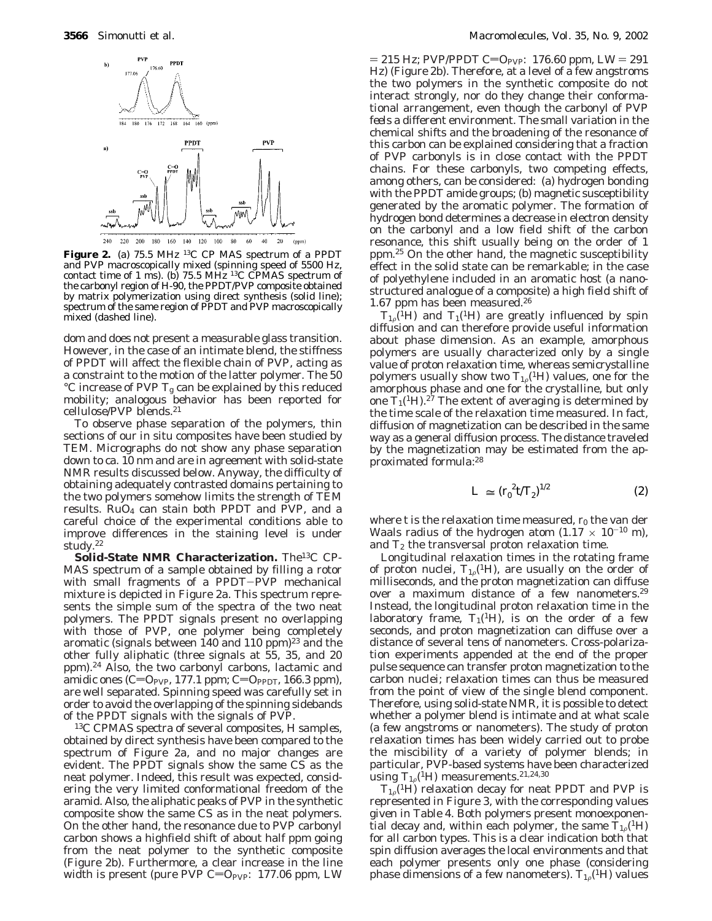**Figure 2.** (a) 75.5 MHz $^{13}C$ CP MAS spectrum of a PPDT and PVP macroscopically mixed (spinning speed of 5500 Hz, contact time of 1 ms). (b) 75.5 MHz $^{13}C$ CPMAS spectrum of the carbonyl region of H-90, the PPDT/PVP composite obtained by matrix polymerization using direct synthesis (solid line); spectrum of the same region of PPDT and PVP macroscopically mixed (dashed line).

dom and does not present a measurable glass transition. However, in the case of an intimate blend, the stiffness of PPDT will affect the flexible chain of PVP, acting as a constraint to the motion of the latter polymer. The 50 °C increase of PVP $T_g$ can be explained by this reduced mobility; analogous behavior has been reported for cellulose/PVP blends.[21]

To observe phase separation of the polymers, thin sections of our in situ composites have been studied by TEM. Micrographs do not show any phase separation down to ca. 10 nm and are in agreement with solid-state NMR results discussed below. Anyway, the difficulty of obtaining adequately contrasted domains pertaining to the two polymers somehow limits the strength of TEM results. $RuO_4$ can stain both PPDT and PVP, and a careful choice of the experimental conditions able to improve differences in the staining level is under study.[22]

**Solid-State NMR Characterization.** The $^{13}C$ CP-MAS spectrum of a sample obtained by filling a rotor with small fragments of a PPDT–PVP mechanical mixture is depicted in Figure 2a. This spectrum represents the simple sum of the spectra of the two neat polymers. The PPDT signals present no overlapping with those of PVP, one polymer being completely aromatic (signals between 140 and 110 ppm)[23] and the other fully aliphatic (three signals at 55, 35, and 20 ppm).[24] Also, the two carbonyl carbons, lactamic and amidic ones ($C{=}O_{PVP}$, 177.1 ppm; $C{=}O_{PPDT}$, 166.3 ppm), are well separated. Spinning speed was carefully set in order to avoid the overlapping of the spinning sidebands of the PPDT signals with the signals of PVP.

$^{13}C$ CPMAS spectra of several composites, H samples, obtained by direct synthesis have been compared to the spectrum of Figure 2a, and no major changes are evident. The PPDT signals show the same CS as the neat polymer. Indeed, this result was expected, considering the very limited conformational freedom of the aramid. Also, the aliphatic peaks of PVP in the synthetic composite show the same CS as in the neat polymers. On the other hand, the resonance due to PVP carbonyl carbon shows a highfield shift of about half ppm going from the neat polymer to the synthetic composite (Figure 2b). Furthermore, a clear increase in the line width is present (pure PVP $C{=}O_{PVP}$: 177.06 ppm, LW = 215 Hz; PVP/PPDT $C{=}O_{PVP}$: 176.60 ppm, LW = 291 Hz) (Figure 2b). Therefore, at a level of a few angstroms the two polymers in the synthetic composite do not interact strongly, nor do they change their conformational arrangement, even though the carbonyl of PVP feels a different environment. The small variation in the chemical shifts and the broadening of the resonance of this carbon can be explained considering that a fraction of PVP carbonyls is in close contact with the PPDT chains. For these carbonyls, two competing effects, among others, can be considered: (a) hydrogen bonding with the PPDT amide groups; (b) magnetic susceptibility generated by the aromatic polymer. The formation of hydrogen bond determines a decrease in electron density on the carbonyl and a low field shift of the carbon resonance, this shift usually being on the order of 1 ppm.[25] On the other hand, the magnetic susceptibility effect in the solid state can be remarkable; in the case of polyethylene included in an aromatic host (a nanostructured analogue of a composite) a high field shift of 1.67 ppm has been measured.[26]

$T_{1\rho}(^1H)$ and $T_1(^1H)$ are greatly influenced by spin diffusion and can therefore provide useful information about phase dimension. As an example, amorphous polymers are usually characterized only by a single value of proton relaxation time, whereas semicrystalline polymers usually show two $T_{1\rho}(^1H)$ values, one for the amorphous phase and one for the crystalline, but only one $T_1(^1H)$.[27] The extent of averaging is determined by the time scale of the relaxation time measured. In fact, diffusion of magnetization can be described in the same way as a general diffusion process. The distance traveled by the magnetization may be estimated from the approximated formula:[28]

$$L \cong (r_0^2 t/T_2)^{1/2} \tag{2}$$

where $t$ is the relaxation time measured, $r_0$ the van der Waals radius of the hydrogen atom ($1.17 \times 10^{-10}$ m), and $T_2$ the transversal proton relaxation time.

Longitudinal relaxation times in the rotating frame of proton nuclei, $T_{1\rho}(^1H)$, are usually on the order of milliseconds, and the proton magnetization can diffuse over a maximum distance of a few nanometers.[29] Instead, the longitudinal proton relaxation time in the laboratory frame, $T_1(^1H)$, is on the order of a few seconds, and proton magnetization can diffuse over a distance of several tens of nanometers. Cross-polarization experiments appended at the end of the proper pulse sequence can transfer proton magnetization to the carbon nuclei; relaxation times can thus be measured from the point of view of the single blend component. Therefore, using solid-state NMR, it is possible to detect whether a polymer blend is intimate and at what scale (a few angstroms or nanometers). The study of proton relaxation times has been widely carried out to probe the miscibility of a variety of polymer blends; in particular, PVP-based systems have been characterized using $T_{1\rho}(^1H)$ measurements.[21,24,30]

$T_{1\rho}(^1H)$ relaxation decay for neat PPDT and PVP is represented in Figure 3, with the corresponding values given in Table 4. Both polymers present monoexponential decay and, within each polymer, the same $T_{1\rho}(^1H)$ for all carbon types. This is a clear indication both that spin diffusion averages the local environments and that each polymer presents only one phase (considering phase dimensions of a few nanometers). $T_{1\rho}(^1H)$ values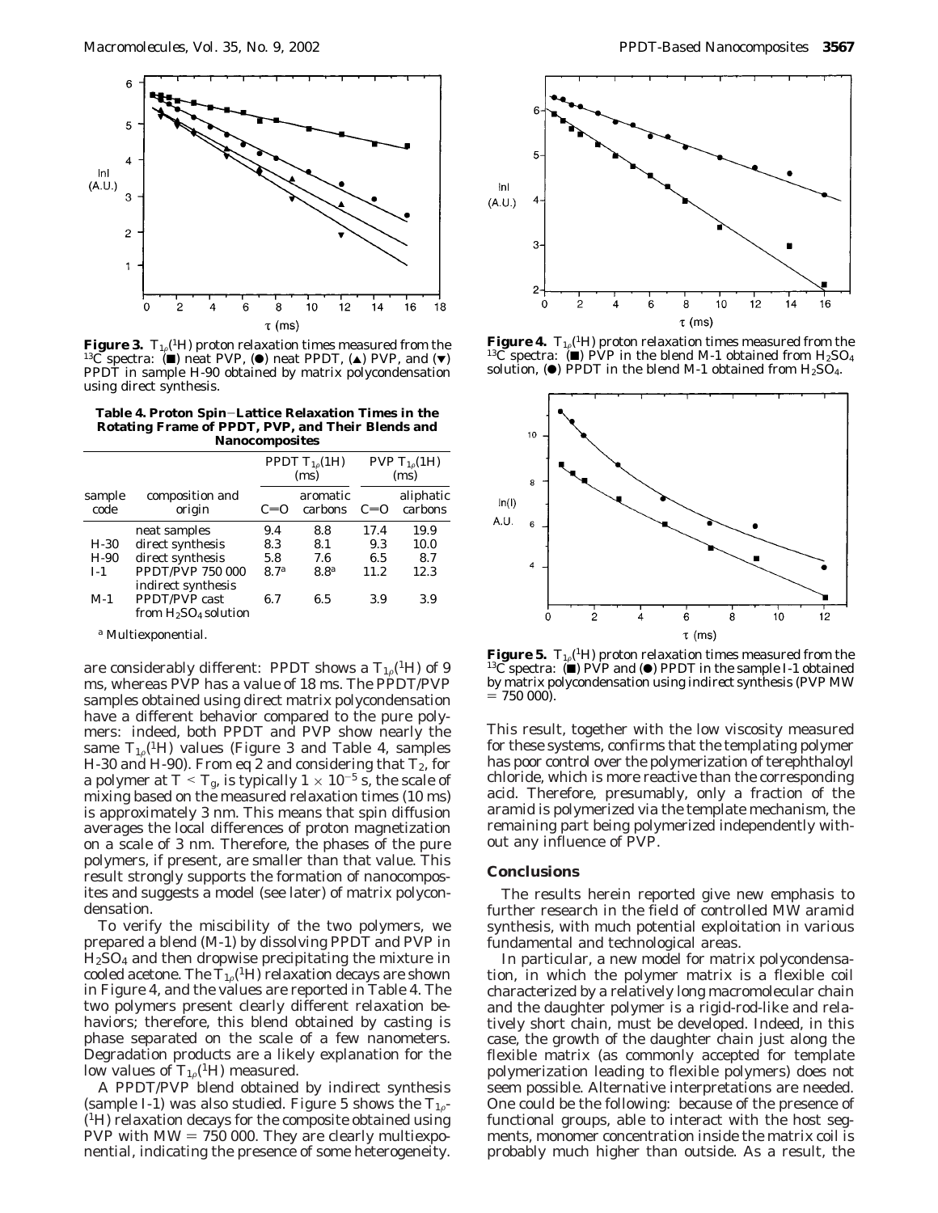**Figure 3.** $T_{1\rho}(^1H)$ proton relaxation times measured from the $^{13}C$ spectra: (■) neat PVP, (●) neat PPDT, (▲) PVP, and (▼) PPDT in sample H-90 obtained by matrix polycondensation using direct synthesis.

**Table 4. Proton Spin–Lattice Relaxation Times in the Rotating Frame of PPDT, PVP, and Their Blends and Nanocomposites**

| sample code | composition and origin | PPDT $T_{1\rho}(^1H)$ (ms) | | PVP $T_{1\rho}(^1H)$ (ms) | |
|---|---|---|---|---|---|
| | | C=O | aromatic carbons | C=O | aliphatic carbons |
| | neat samples | 9.4 | 8.8 | 17.4 | 19.9 |
| H-30 | direct synthesis | 8.3 | 8.1 | 9.3 | 10.0 |
| H-90 | direct synthesis | 5.8 | 7.6 | 6.5 | 8.7 |
| I-1 | PPDT/PVP 750 000 indirect synthesis | 8.7[a] | 8.8[a] | 11.2 | 12.3 |
| M-1 | PPDT/PVP cast from $H_2SO_4$ solution | 6.7 | 6.5 | 3.9 | 3.9 |

[a] Multiexponential.

are considerably different: PPDT shows a $T_{1\rho}(^1H)$ of 9 ms, whereas PVP has a value of 18 ms. The PPDT/PVP samples obtained using direct matrix polycondensation have a different behavior compared to the pure polymers: indeed, both PPDT and PVP show nearly the same $T_{1\rho}(^1H)$ values (Figure 3 and Table 4, samples H-30 and H-90). From eq 2 and considering that $T_2$, for a polymer at $T < T_g$, is typically $1 \times 10^{-5}$ s, the scale of mixing based on the measured relaxation times (10 ms) is approximately 3 nm. This means that spin diffusion averages the local differences of proton magnetization on a scale of 3 nm. Therefore, the phases of the pure polymers, if present, are smaller than that value. This result strongly supports the formation of nanocomposites and suggests a model (see later) of matrix polycondensation.

To verify the miscibility of the two polymers, we prepared a blend (M-1) by dissolving PPDT and PVP in $H_2SO_4$ and then dropwise precipitating the mixture in cooled acetone. The $T_{1\rho}(^1H)$ relaxation decays are shown in Figure 4, and the values are reported in Table 4. The two polymers present clearly different relaxation behaviors; therefore, this blend obtained by casting is phase separated on the scale of a few nanometers. Degradation products are a likely explanation for the low values of $T_{1\rho}(^1H)$ measured.

A PPDT/PVP blend obtained by indirect synthesis (sample I-1) was also studied. Figure 5 shows the $T_{1\rho}(^1H)$ relaxation decays for the composite obtained using PVP with MW = 750 000. They are clearly multiexponential, indicating the presence of some heterogeneity.

**Figure 4.** $T_{1\rho}(^1H)$ proton relaxation times measured from the $^{13}C$ spectra: (■) PVP in the blend M-1 obtained from $H_2SO_4$ solution, (●) PPDT in the blend M-1 obtained from $H_2SO_4$.

**Figure 5.** $T_{1\rho}(^1H)$ proton relaxation times measured from the $^{13}C$ spectra: (■) PVP and (●) PPDT in the sample I-1 obtained by matrix polycondensation using indirect synthesis (PVP MW = 750 000).

This result, together with the low viscosity measured for these systems, confirms that the templating polymer has poor control over the polymerization of terephthaloyl chloride, which is more reactive than the corresponding acid. Therefore, presumably, only a fraction of the aramid is polymerized via the template mechanism, the remaining part being polymerized independently without any influence of PVP.

## Conclusions

The results herein reported give new emphasis to further research in the field of controlled MW aramid synthesis, with much potential exploitation in various fundamental and technological areas.

In particular, a new model for matrix polycondensation, in which the polymer matrix is a flexible coil characterized by a relatively long macromolecular chain and the daughter polymer is a rigid-rod-like and relatively short chain, must be developed. Indeed, in this case, the growth of the daughter chain just along the flexible matrix (as commonly accepted for template polymerization leading to flexible polymers) does not seem possible. Alternative interpretations are needed. One could be the following: because of the presence of functional groups, able to interact with the host segments, monomer concentration inside the matrix coil is probably much higher than outside. As a result, the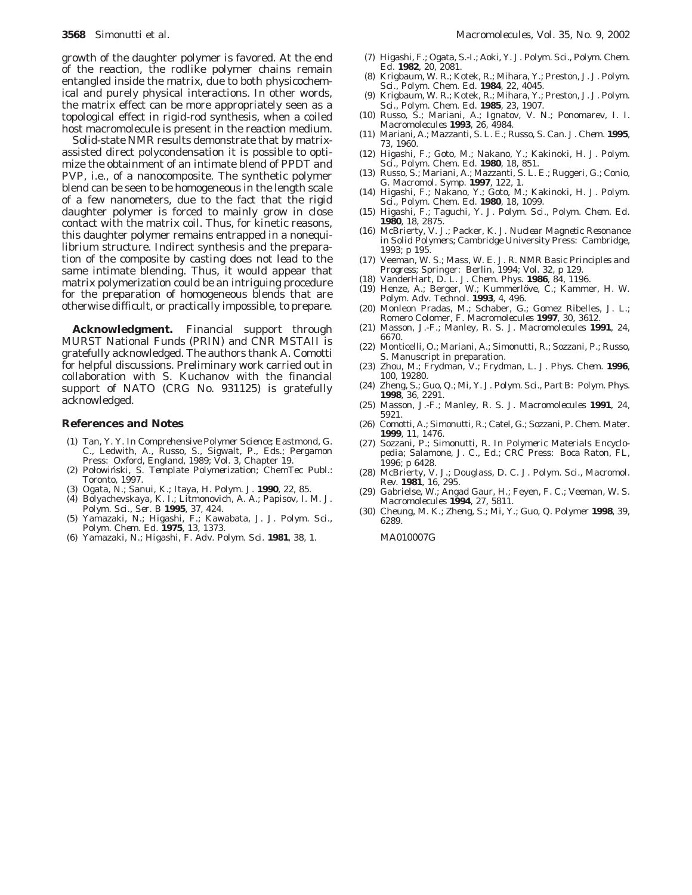growth of the daughter polymer is favored. At the end of the reaction, the rodlike polymer chains remain entangled inside the matrix, due to both physicochemical and purely physical interactions. In other words, the matrix effect can be more appropriately seen as a topological effect in rigid-rod synthesis, when a coiled host macromolecule is present in the reaction medium.

Solid-state NMR results demonstrate that by matrix-assisted direct polycondensation it is possible to optimize the obtainment of an intimate blend of PPDT and PVP, i.e., of a nanocomposite. The synthetic polymer blend can be seen to be homogeneous in the length scale of a few nanometers, due to the fact that the rigid daughter polymer is forced to mainly grow in close contact with the matrix coil. Thus, for kinetic reasons, this daughter polymer remains entrapped in a nonequilibrium structure. Indirect synthesis and the preparation of the composite by casting does not lead to the same intimate blending. Thus, it would appear that matrix polymerization could be an intriguing procedure for the preparation of homogeneous blends that are otherwise difficult, or practically impossible, to prepare.

**Acknowledgment.** Financial support through MURST National Funds (PRIN) and CNR MSTAII is gratefully acknowledged. The authors thank A. Comotti for helpful discussions. Preliminary work carried out in collaboration with S. Kuchanov with the financial support of NATO (CRG No. 931125) is gratefully acknowledged.

## References and Notes

(1) Tan, Y. Y. In *Comprehensive Polymer Science*; Eastmond, G. C., Ledwith, A., Russo, S., Sigwalt, P., Eds.; Pergamon Press: Oxford, England, 1989; Vol. 3, Chapter 19.
(2) Połowiński, S. *Template Polymerization*; ChemTec Publ.: Toronto, 1997.
(3) Ogata, N.; Sanui, K.; Itaya, H. *Polym. J.* **1990**, 22, 85.
(4) Bolyachevskaya, K. I.; Litmonovich, A. A.; Papisov, I. M. *J. Polym. Sci., Ser. B* **1995**, 37, 424.
(5) Yamazaki, N.; Higashi, F.; Kawabata, J. *J. Polym. Sci., Polym. Chem. Ed.* **1975**, 13, 1373.
(6) Yamazaki, N.; Higashi, F. *Adv. Polym. Sci.* **1981**, 38, 1.
(7) Higashi, F.; Ogata, S.-I.; Aoki, Y. *J. Polym. Sci., Polym. Chem. Ed.* **1982**, 20, 2081.
(8) Krigbaum, W. R.; Kotek, R.; Mihara, Y.; Preston, J. *J. Polym. Sci., Polym. Chem. Ed.* **1984**, 22, 4045.
(9) Krigbaum, W. R.; Kotek, R.; Mihara, Y.; Preston, J. *J. Polym. Sci., Polym. Chem. Ed.* **1985**, 23, 1907.
(10) Russo, S.; Mariani, A.; Ignatov, V. N.; Ponomarev, I. I. *Macromolecules* **1993**, 26, 4984.
(11) Mariani, A.; Mazzanti, S. L. E.; Russo, S. *Can. J. Chem.* **1995**, 73, 1960.
(12) Higashi, F.; Goto, M.; Nakano, Y.; Kakinoki, H. *J. Polym. Sci., Polym. Chem. Ed.* **1980**, 18, 851.
(13) Russo, S.; Mariani, A.; Mazzanti, S. L. E.; Ruggeri, G.; Conio, G. *Macromol. Symp.* **1997**, 122, 1.
(14) Higashi, F.; Nakano, Y.; Goto, M.; Kakinoki, H. *J. Polym. Sci., Polym. Chem. Ed.* **1980**, 18, 1099.
(15) Higashi, F.; Taguchi, Y. *J. Polym. Sci., Polym. Chem. Ed.* **1980**, 18, 2875.
(16) McBrierty, V. J.; Packer, K. J. *Nuclear Magnetic Resonance in Solid Polymers*; Cambridge University Press: Cambridge, 1993; p 195.
(17) Veeman, W. S.; Mass, W. E. J. R. *NMR Basic Principles and Progress*; Springer: Berlin, 1994; Vol. 32, p 129.
(18) VanderHart, D. L. *J. Chem. Phys.* **1986**, 84, 1196.
(19) Henze, A.; Berger, W.; Kummerlöve, C.; Kammer, H. W. *Polym. Adv. Technol.* **1993**, 4, 496.
(20) Monleon Pradas, M.; Schaber, G.; Gomez Ribelles, J. L.; Romero Colomer, F. *Macromolecules* **1997**, 30, 3612.
(21) Masson, J.-F.; Manley, R. S. J. *Macromolecules* **1991**, 24, 6670.
(22) Monticelli, O.; Mariani, A.; Simonutti, R.; Sozzani, P.; Russo, S. Manuscript in preparation.
(23) Zhou, M.; Frydman, V.; Frydman, L. *J. Phys. Chem.* **1996**, 100, 19280.
(24) Zheng, S.; Guo, Q.; Mi, Y. *J. Polym. Sci., Part B: Polym. Phys.* **1998**, 36, 2291.
(25) Masson, J.-F.; Manley, R. S. J. *Macromolecules* **1991**, 24, 5921.
(26) Comotti, A.; Simonutti, R.; Catel, G.; Sozzani, P. *Chem. Mater.* **1999**, 11, 1476.
(27) Sozzani, P.; Simonutti, R. In *Polymeric Materials Encyclopedia*; Salamone, J. C., Ed.; CRC Press: Boca Raton, FL, 1996; p 6428.
(28) McBrierty, V. J.; Douglass, D. C. *J. Polym. Sci., Macromol. Rev.* **1981**, 16, 295.
(29) Gabrielse, W.; Angad Gaur, H.; Feyen, F. C.; Veeman, W. S. *Macromolecules* **1994**, 27, 5811.
(30) Cheung, M. K.; Zheng, S.; Mi, Y.; Guo, Q. *Polymer* **1998**, 39, 6289.

MA010007G